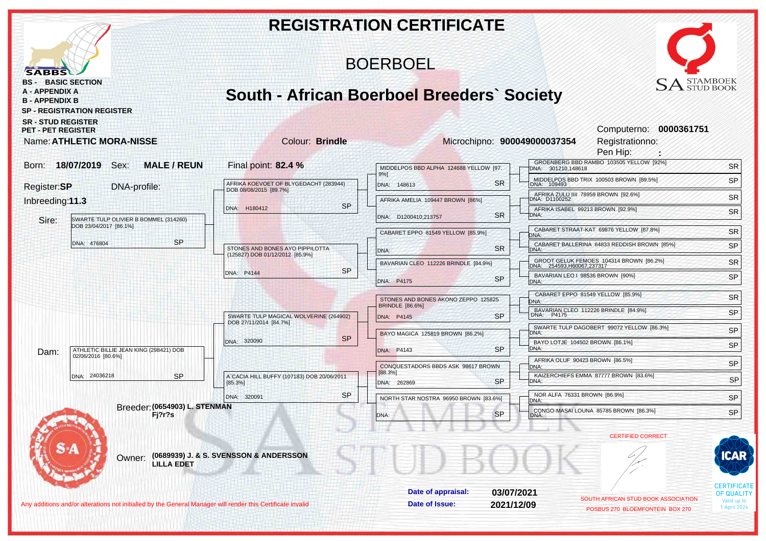# REGISTRATION CERTIFICATE

## BOERBOEL

## South - African Boerboel Breeders` Society

SABBS

**BS - BASIC SECTION**
**A - APPENDIX A**
**B - APPENDIX B**
**SP - REGISTRATION REGISTER**
**SR - STUD REGISTER**
**PET - PET REGISTER**

SA STAMBOEK STUD BOOK

Computerno: **0000361751**
Registrationno:
Pen Hip: **:**

Name: **ATHLETIC MORA-NISSE** | Colour: **Brindle** | Microchipno: **900049000037354**

Born: **18/07/2019** Sex: **MALE / REUN** | Final point: **82.4 %**

Register:**SP** DNA-profile:

Inbreeding:**11.3**

**Sire:** SWARTE TULP OLIVIER B BOMMEL (314260) DOB 23/04/2017 [86.1%] — DNA: 476804 — SP

- AFRIKA KOEVOET OF BLYGEDACHT (283944) DOB 08/08/2015 [89.7%] — DNA: H180412 — SP
  - MIDDELPOS BBD ALPHA 124688 YELLOW [97.9%] — DNA: 148613 — SR
    - GROENBERG BBD RAMBO 103505 YELLOW [92%] — DNA: 301210,148618 — SR
    - MIDDELPOS BBD TRIX 100503 BROWN [89.5%] — DNA: 109493 — SP
  - AFRIKA AMELIA 109447 BROWN [86%] — DNA: D1200410,213757 — SR
    - AFRIKA ZULU IIII 78959 BROWN [92.6%] — DNA: D1100252 — SR
    - AFRIKA ISABEL 99213 BROWN [92.9%] — DNA: — SR
- STONES AND BONES AYO PIPPILOTTA (125827) DOB 01/12/2012 [85.9%] — DNA: P4144 — SP
  - CABARET EPPO 81549 YELLOW [85.9%] — DNA: — SR
    - CABARET STRAAT-KAT 69876 YELLOW [87.8%] — DNA: — SR
    - CABARET BALLERINA 64833 REDDISH BROWN [85%] — DNA: — SP
  - BAVARIAN CLEO 112226 BRINDLE [84.9%] — DNA: P4175 — SP
    - GROOT GELUK FEMOES 104314 BROWN [86.2%] — DNA: 254593,H60067,237317 — SR
    - BAVARIAN LEO I 98536 BROWN [90%] — DNA: — SP

**Dam:** ATHLETIC BILLIE JEAN KING (298421) DOB 02/06/2016 [80.6%] — DNA: 24036218 — SP

- SWARTE TULP MAGICAL WOLVERINE (264902) DOB 27/11/2014 [84.7%] — DNA: 320090 — SP
  - STONES AND BONES AKONO ZEPPO 125825 BRINDLE [86.6%] — DNA: P4145 — SP
    - CABARET EPPO 81549 YELLOW [85.9%] — DNA: — SR
    - BAVARIAN CLEO 112226 BRINDLE [84.9%] — DNA: P4175 — SP
  - BAYO MAGICA 125819 BROWN [86.2%] — DNA: P4143 — SP
    - SWARTE TULP DAGOBERT 99072 YELLOW [86.3%] — DNA: — SP
    - BAYO LOTJE 104502 BROWN [86.1%] — DNA: — SP
- A`CACIA HILL BUFFY (107183) DOB 20/06/2011 [85.3%] — DNA: 320091 — SP
  - CONQUESTADORS BBDS ASK 98617 BROWN [88.3%] — DNA: 262869 — SP
    - AFRIKA OLUF 90423 BROWN [86.5%] — DNA: — SP
    - KAIZERCHIEFS EMMA 87777 BROWN [83.6%] — DNA: — SP
  - NORTH STAR NOSTRA 96950 BROWN [83.6%] — DNA: — SP
    - NOR ALFA 76331 BROWN [86.9%] — DNA: — SP
    - CONGO-MASAI LOUNA 85785 BROWN [86.3%] — DNA: — SP

Breeder: **(0654903) L. STENMAN**
**Fj?r?s**

Owner: **(0689939) J. & S. SVENSSON & ANDERSSON**
**LILLA EDET**

CERTIFIED CORRECT

**Date of appraisal:** **03/07/2021**
**Date of Issue:** **2021/12/09**

SOUTH AFRICAN STUD BOOK ASSOCIATION
POSBUS 270 BLOEMFONTEIN BOX 270

ICAR CERTIFICATE OF QUALITY Valid up to 1 April 2024

Any additions and/or alterations not initialled by the General Manager will render this Certificate invalid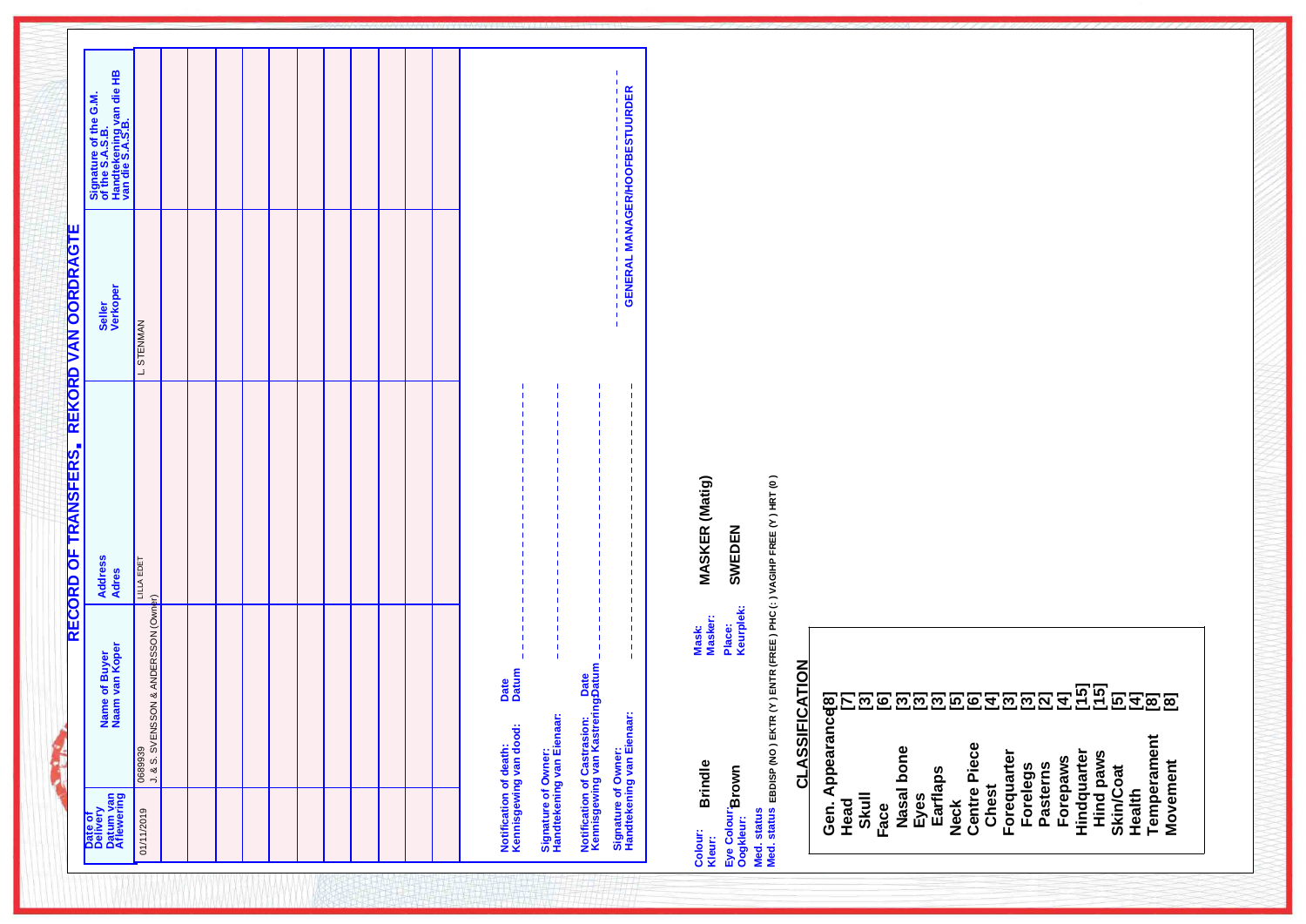# RECORD OF TRANSFERS. REKORD VAN OORDRAGTE

| Date of Delivery / Datum van Aflewering | Name of Buyer / Naam van Koper | Address / Adres | Seller / Verkoper | Signature of the G.M. of the S.A.S.B. / Handtekening van die HB van die S.A.S.B. |
|---|---|---|---|---|
| 01/11/2019 | 0689939 J. & S. SVENSSON & ANDERSSON (Owner) | LILLA EDET | L STENMAN | |
| | | | | |
| | | | | |
| | | | | |
| | | | | |
| | | | | |
| | | | | |
| | | | | |
| | | | | |
| | | | | |
| | | | | |
| | | | | |

Notification of death: / Kennisgewing van dood: Date / Datum - - - - - - - - - - - - - - - -

Signature of Owner: / Handtekening van Eienaar: - - - - - - - - - - - - - - - -

Notification of Castrasion: / Kennisgewing van Kastrering Date / Datum - - - - - - - - - - - - - - - -

Signature of Owner: / Handtekening van Eienaar: - - - - - - - - - - - - - - - -

- - - - - - - - - - - - - - - -
GENERAL MANAGER/HOOFBESTUURDER

Colour: / Kleur: Brindle

Mask: / Masker: MASKER (Matig)

Eye Colour: / Oogkleur: Brown

Place: / Keurplek: SWEDEN

Med. status

Med. status EBDISP (NO ) EKTR (Y ) ENTR (FREE ) PHC (: ) VAGIHP FREE (Y ) HRT (0 )

## CLASSIFICATION

Gen. Appearance [8]
Head [7]
Skull [3]
Face [6]
Nasal bone [3]
Eyes [3]
Earflaps [3]
Neck [5]
Centre Piece [6]
Chest [4]
Forequarter [3]
Forelegs [3]
Pasterns [2]
Forepaws [4]
Hindquarter [15]
Hind paws [15]
Skin/Coat [5]
Health [4]
Temperament [8]
Movement [8]